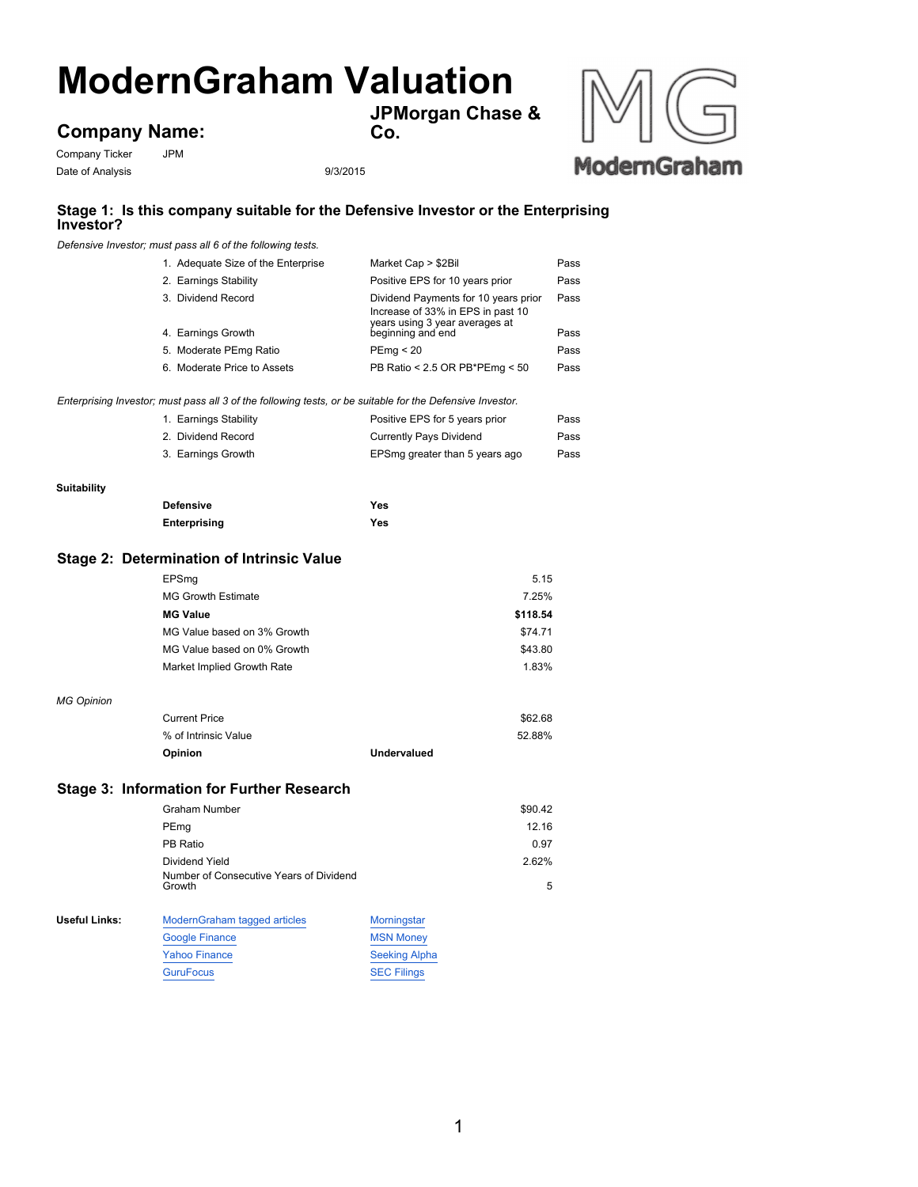# ModernGraham Valuation

## Company Name: JPMorgan Chase & Co.

Company Ticker: JPM

Date of Analysis: 9/3/2015

## Stage 1: Is this company suitable for the Defensive Investor or the Enterprising Investor?

*Defensive Investor; must pass all 6 of the following tests.*

| Test | Criteria | Result |
|---|---|---|
| 1. Adequate Size of the Enterprise | Market Cap > $2Bil | Pass |
| 2. Earnings Stability | Positive EPS for 10 years prior | Pass |
| 3. Dividend Record | Dividend Payments for 10 years prior | Pass |
| 4. Earnings Growth | Increase of 33% in EPS in past 10 years using 3 year averages at beginning and end | Pass |
| 5. Moderate PEmg Ratio | PEmg < 20 | Pass |
| 6. Moderate Price to Assets | PB Ratio < 2.5 OR PB*PEmg < 50 | Pass |

*Enterprising Investor; must pass all 3 of the following tests, or be suitable for the Defensive Investor.*

| Test | Criteria | Result |
|---|---|---|
| 1. Earnings Stability | Positive EPS for 5 years prior | Pass |
| 2. Dividend Record | Currently Pays Dividend | Pass |
| 3. Earnings Growth | EPSmg greater than 5 years ago | Pass |

**Suitability**

| | |
|---|---|
| **Defensive** | **Yes** |
| **Enterprising** | **Yes** |

## Stage 2: Determination of Intrinsic Value

| | |
|---|---|
| EPSmg | 5.15 |
| MG Growth Estimate | 7.25% |
| **MG Value** | **$118.54** |
| MG Value based on 3% Growth | $74.71 |
| MG Value based on 0% Growth | $43.80 |
| Market Implied Growth Rate | 1.83% |

*MG Opinion*

| | |
|---|---|
| Current Price | $62.68 |
| % of Intrinsic Value | 52.88% |
| **Opinion** | **Undervalued** |

## Stage 3: Information for Further Research

| | |
|---|---|
| Graham Number | $90.42 |
| PEmg | 12.16 |
| PB Ratio | 0.97 |
| Dividend Yield | 2.62% |
| Number of Consecutive Years of Dividend Growth | 5 |

**Useful Links:**

- ModernGraham tagged articles
- Google Finance
- Yahoo Finance
- GuruFocus
- Morningstar
- MSN Money
- Seeking Alpha
- SEC Filings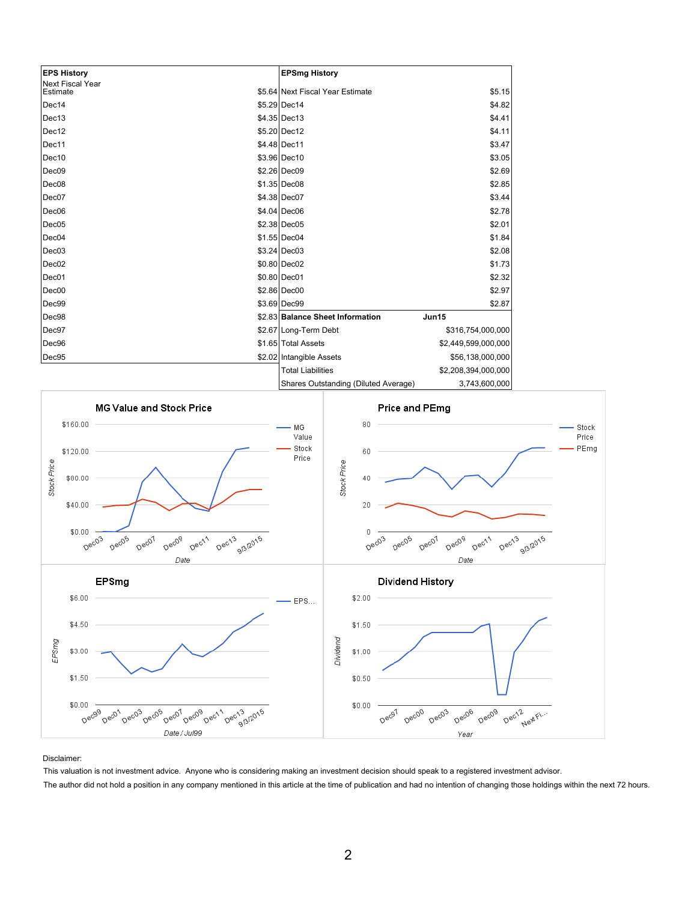| EPS History | | EPSmg History | |
|---|---|---|---|
| Next Fiscal Year Estimate | $5.64 | Next Fiscal Year Estimate | $5.15 |
| Dec14 | $5.29 | Dec14 | $4.82 |
| Dec13 | $4.35 | Dec13 | $4.41 |
| Dec12 | $5.20 | Dec12 | $4.11 |
| Dec11 | $4.48 | Dec11 | $3.47 |
| Dec10 | $3.96 | Dec10 | $3.05 |
| Dec09 | $2.26 | Dec09 | $2.69 |
| Dec08 | $1.35 | Dec08 | $2.85 |
| Dec07 | $4.38 | Dec07 | $3.44 |
| Dec06 | $4.04 | Dec06 | $2.78 |
| Dec05 | $2.38 | Dec05 | $2.01 |
| Dec04 | $1.55 | Dec04 | $1.84 |
| Dec03 | $3.24 | Dec03 | $2.08 |
| Dec02 | $0.80 | Dec02 | $1.73 |
| Dec01 | $0.80 | Dec01 | $2.32 |
| Dec00 | $2.86 | Dec00 | $2.97 |
| Dec99 | $3.69 | Dec99 | $2.87 |
| Dec98 | $2.83 | **Balance Sheet Information** | **Jun15** |
| Dec97 | $2.67 | Long-Term Debt | $316,754,000,000 |
| Dec96 | $1.65 | Total Assets | $2,449,599,000,000 |
| Dec95 | $2.02 | Intangible Assets | $56,138,000,000 |
| | | Total Liabilities | $2,208,394,000,000 |
| | | Shares Outstanding (Diluted Average) | 3,743,600,000 |

Disclaimer:

This valuation is not investment advice. Anyone who is considering making an investment decision should speak to a registered investment advisor.

The author did not hold a position in any company mentioned in this article at the time of publication and had no intention of changing those holdings within the next 72 hours.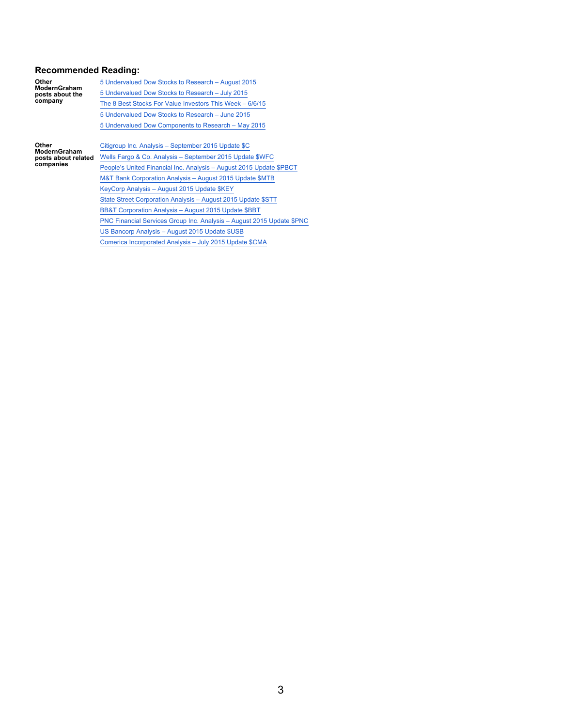## Recommended Reading:

| | |
|---|---|
| **Other ModernGraham posts about the company** | 5 Undervalued Dow Stocks to Research – August 2015 |
| | 5 Undervalued Dow Stocks to Research – July 2015 |
| | The 8 Best Stocks For Value Investors This Week – 6/6/15 |
| | 5 Undervalued Dow Stocks to Research – June 2015 |
| | 5 Undervalued Dow Components to Research – May 2015 |
| **Other ModernGraham posts about related companies** | Citigroup Inc. Analysis – September 2015 Update $C |
| | Wells Fargo & Co. Analysis – September 2015 Update $WFC |
| | People's United Financial Inc. Analysis – August 2015 Update $PBCT |
| | M&T Bank Corporation Analysis – August 2015 Update $MTB |
| | KeyCorp Analysis – August 2015 Update $KEY |
| | State Street Corporation Analysis – August 2015 Update $STT |
| | BB&T Corporation Analysis – August 2015 Update $BBT |
| | PNC Financial Services Group Inc. Analysis – August 2015 Update $PNC |
| | US Bancorp Analysis – August 2015 Update $USB |
| | Comerica Incorporated Analysis – July 2015 Update $CMA |